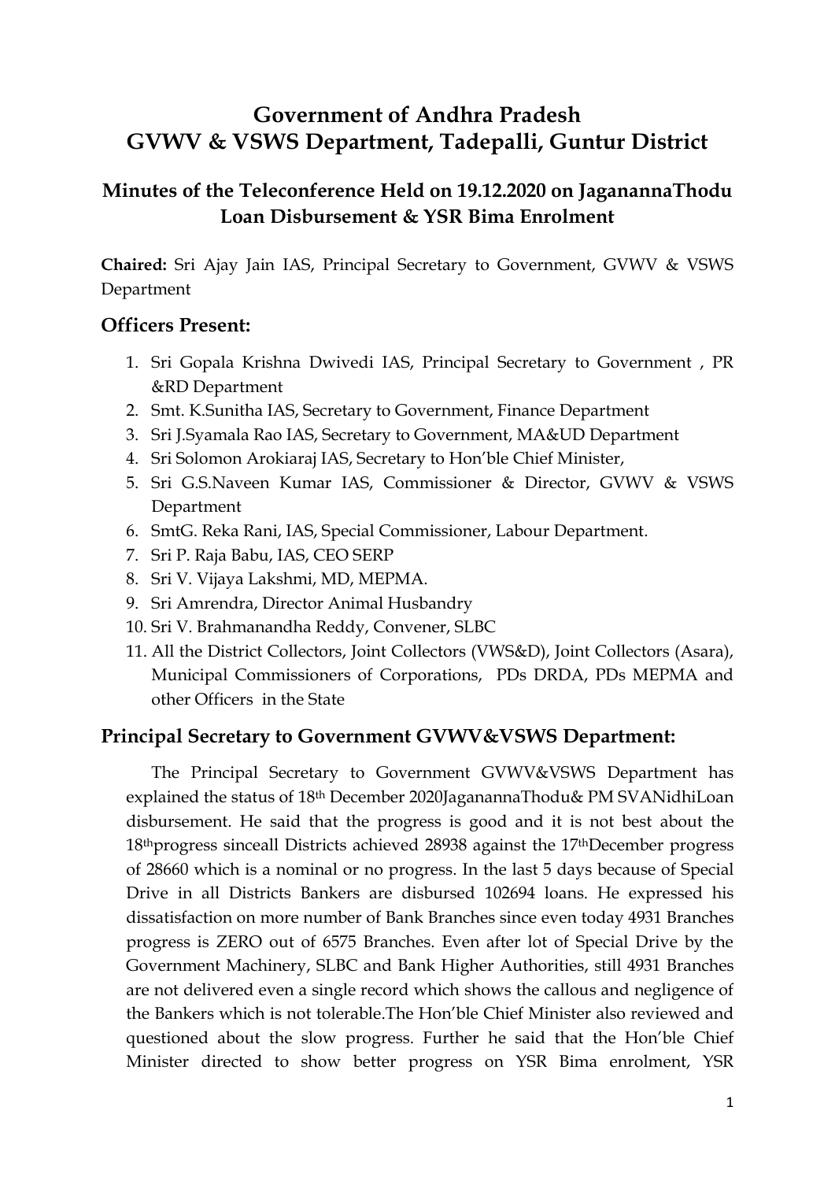# Government of Andhra Pradesh
# GVWV & VSWS Department, Tadepalli, Guntur District

## Minutes of the Teleconference Held on 19.12.2020 on JaganannaThodu Loan Disbursement & YSR Bima Enrolment

**Chaired:** Sri Ajay Jain IAS, Principal Secretary to Government, GVWV & VSWS Department

### Officers Present:

1. Sri Gopala Krishna Dwivedi IAS, Principal Secretary to Government , PR &RD Department
2. Smt. K.Sunitha IAS, Secretary to Government, Finance Department
3. Sri J.Syamala Rao IAS, Secretary to Government, MA&UD Department
4. Sri Solomon Arokiaraj IAS, Secretary to Hon'ble Chief Minister,
5. Sri G.S.Naveen Kumar IAS, Commissioner & Director, GVWV & VSWS Department
6. SmtG. Reka Rani, IAS, Special Commissioner, Labour Department.
7. Sri P. Raja Babu, IAS, CEO SERP
8. Sri V. Vijaya Lakshmi, MD, MEPMA.
9. Sri Amrendra, Director Animal Husbandry
10. Sri V. Brahmanandha Reddy, Convener, SLBC
11. All the District Collectors, Joint Collectors (VWS&D), Joint Collectors (Asara), Municipal Commissioners of Corporations, PDs DRDA, PDs MEPMA and other Officers in the State

### Principal Secretary to Government GVWV&VSWS Department:

The Principal Secretary to Government GVWV&VSWS Department has explained the status of 18th December 2020JaganannaThodu& PM SVANidhiLoan disbursement. He said that the progress is good and it is not best about the 18thprogress sinceall Districts achieved 28938 against the 17thDecember progress of 28660 which is a nominal or no progress. In the last 5 days because of Special Drive in all Districts Bankers are disbursed 102694 loans. He expressed his dissatisfaction on more number of Bank Branches since even today 4931 Branches progress is ZERO out of 6575 Branches. Even after lot of Special Drive by the Government Machinery, SLBC and Bank Higher Authorities, still 4931 Branches are not delivered even a single record which shows the callous and negligence of the Bankers which is not tolerable.The Hon'ble Chief Minister also reviewed and questioned about the slow progress. Further he said that the Hon'ble Chief Minister directed to show better progress on YSR Bima enrolment, YSR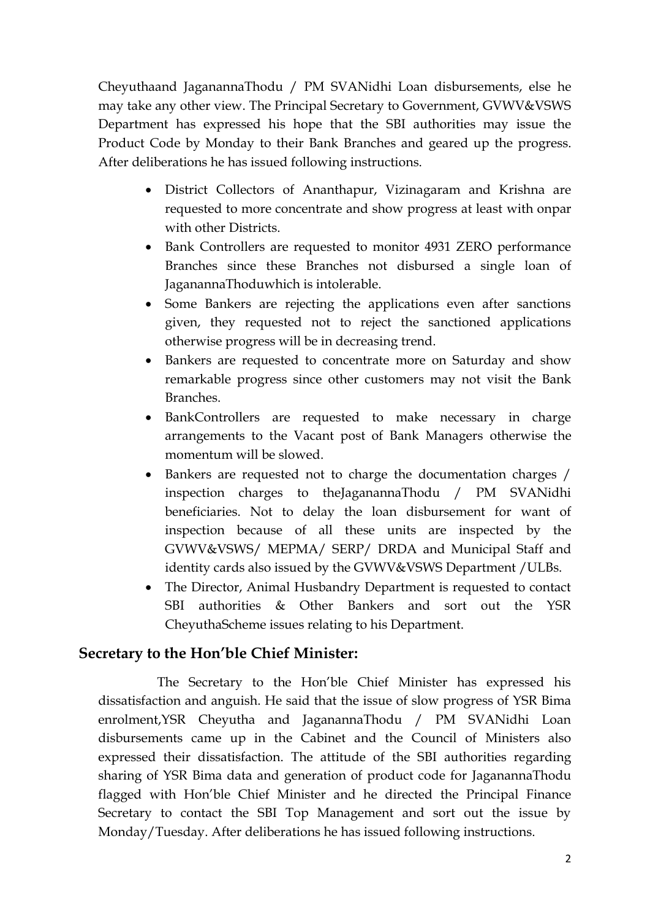Cheyuthaand JaganannaThodu / PM SVANidhi Loan disbursements, else he may take any other view. The Principal Secretary to Government, GVWV&VSWS Department has expressed his hope that the SBI authorities may issue the Product Code by Monday to their Bank Branches and geared up the progress. After deliberations he has issued following instructions.

- District Collectors of Ananthapur, Vizinagaram and Krishna are requested to more concentrate and show progress at least with onpar with other Districts.
- Bank Controllers are requested to monitor 4931 ZERO performance Branches since these Branches not disbursed a single loan of JaganannaThoduwhich is intolerable.
- Some Bankers are rejecting the applications even after sanctions given, they requested not to reject the sanctioned applications otherwise progress will be in decreasing trend.
- Bankers are requested to concentrate more on Saturday and show remarkable progress since other customers may not visit the Bank Branches.
- BankControllers are requested to make necessary in charge arrangements to the Vacant post of Bank Managers otherwise the momentum will be slowed.
- Bankers are requested not to charge the documentation charges / inspection charges to theJaganannaThodu / PM SVANidhi beneficiaries. Not to delay the loan disbursement for want of inspection because of all these units are inspected by the GVWV&VSWS/ MEPMA/ SERP/ DRDA and Municipal Staff and identity cards also issued by the GVWV&VSWS Department /ULBs.
- The Director, Animal Husbandry Department is requested to contact SBI authorities & Other Bankers and sort out the YSR CheyuthaScheme issues relating to his Department.

## Secretary to the Hon'ble Chief Minister:

The Secretary to the Hon'ble Chief Minister has expressed his dissatisfaction and anguish. He said that the issue of slow progress of YSR Bima enrolment,YSR Cheyutha and JaganannaThodu / PM SVANidhi Loan disbursements came up in the Cabinet and the Council of Ministers also expressed their dissatisfaction. The attitude of the SBI authorities regarding sharing of YSR Bima data and generation of product code for JaganannaThodu flagged with Hon'ble Chief Minister and he directed the Principal Finance Secretary to contact the SBI Top Management and sort out the issue by Monday/Tuesday. After deliberations he has issued following instructions.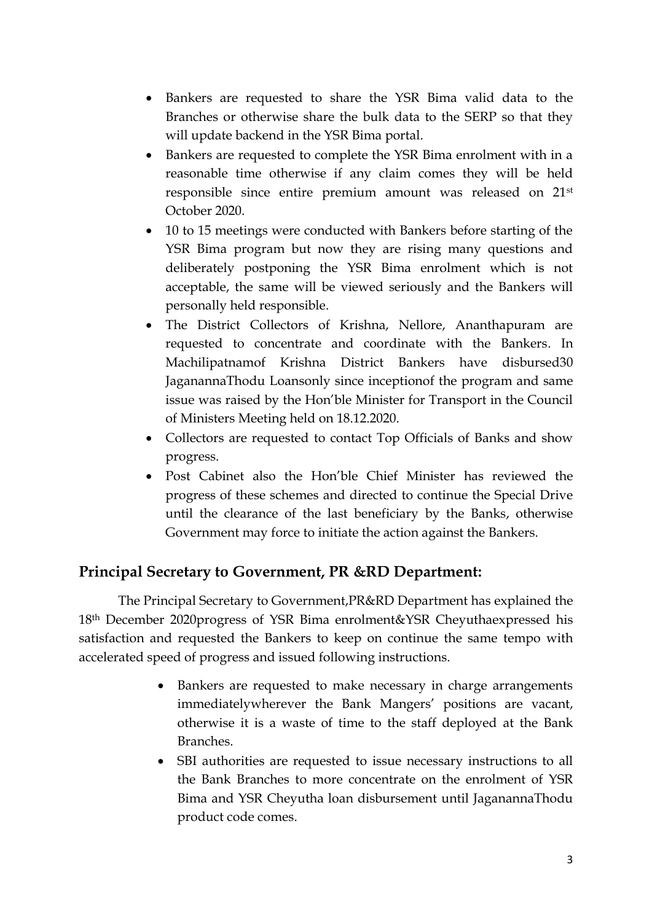- Bankers are requested to share the YSR Bima valid data to the Branches or otherwise share the bulk data to the SERP so that they will update backend in the YSR Bima portal.
- Bankers are requested to complete the YSR Bima enrolment with in a reasonable time otherwise if any claim comes they will be held responsible since entire premium amount was released on 21st October 2020.
- 10 to 15 meetings were conducted with Bankers before starting of the YSR Bima program but now they are rising many questions and deliberately postponing the YSR Bima enrolment which is not acceptable, the same will be viewed seriously and the Bankers will personally held responsible.
- The District Collectors of Krishna, Nellore, Ananthapuram are requested to concentrate and coordinate with the Bankers. In Machilipatnamof Krishna District Bankers have disbursed30 JaganannaThodu Loansonly since inceptionof the program and same issue was raised by the Hon'ble Minister for Transport in the Council of Ministers Meeting held on 18.12.2020.
- Collectors are requested to contact Top Officials of Banks and show progress.
- Post Cabinet also the Hon'ble Chief Minister has reviewed the progress of these schemes and directed to continue the Special Drive until the clearance of the last beneficiary by the Banks, otherwise Government may force to initiate the action against the Bankers.

## Principal Secretary to Government, PR &RD Department:

The Principal Secretary to Government,PR&RD Department has explained the 18th December 2020progress of YSR Bima enrolment&YSR Cheyuthaexpressed his satisfaction and requested the Bankers to keep on continue the same tempo with accelerated speed of progress and issued following instructions.

- Bankers are requested to make necessary in charge arrangements immediatelywherever the Bank Mangers' positions are vacant, otherwise it is a waste of time to the staff deployed at the Bank Branches.
- SBI authorities are requested to issue necessary instructions to all the Bank Branches to more concentrate on the enrolment of YSR Bima and YSR Cheyutha loan disbursement until JaganannaThodu product code comes.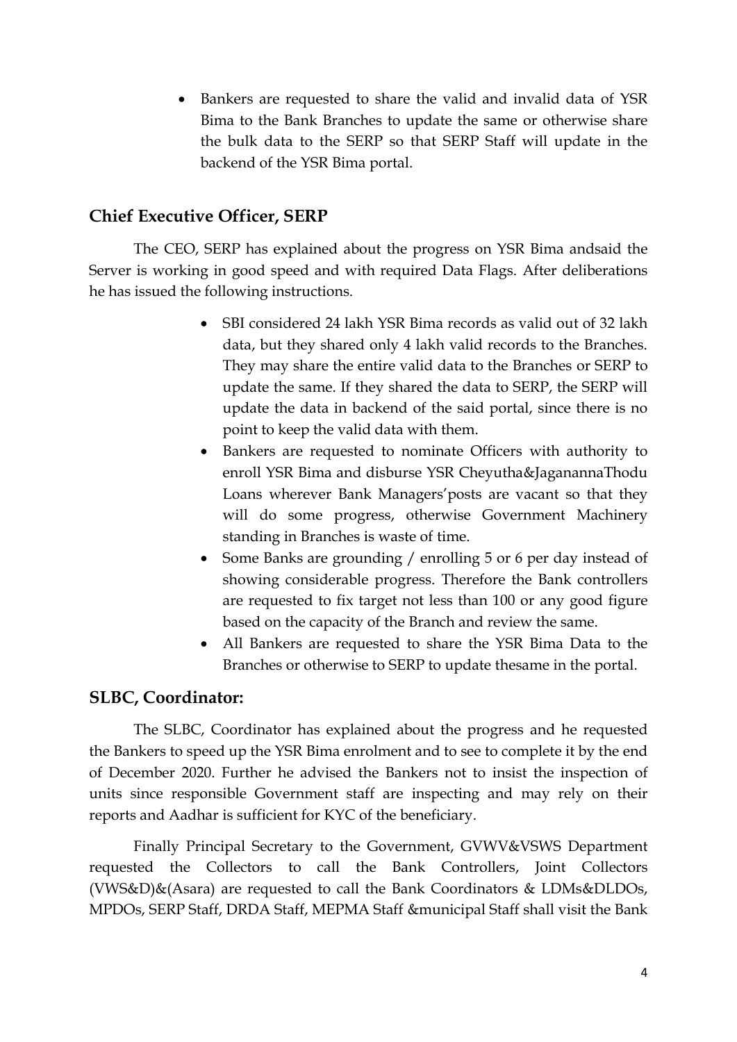- Bankers are requested to share the valid and invalid data of YSR Bima to the Bank Branches to update the same or otherwise share the bulk data to the SERP so that SERP Staff will update in the backend of the YSR Bima portal.

## Chief Executive Officer, SERP

The CEO, SERP has explained about the progress on YSR Bima andsaid the Server is working in good speed and with required Data Flags. After deliberations he has issued the following instructions.

- SBI considered 24 lakh YSR Bima records as valid out of 32 lakh data, but they shared only 4 lakh valid records to the Branches. They may share the entire valid data to the Branches or SERP to update the same. If they shared the data to SERP, the SERP will update the data in backend of the said portal, since there is no point to keep the valid data with them.
- Bankers are requested to nominate Officers with authority to enroll YSR Bima and disburse YSR Cheyutha&JaganannaThodu Loans wherever Bank Managers'posts are vacant so that they will do some progress, otherwise Government Machinery standing in Branches is waste of time.
- Some Banks are grounding / enrolling 5 or 6 per day instead of showing considerable progress. Therefore the Bank controllers are requested to fix target not less than 100 or any good figure based on the capacity of the Branch and review the same.
- All Bankers are requested to share the YSR Bima Data to the Branches or otherwise to SERP to update thesame in the portal.

## SLBC, Coordinator:

The SLBC, Coordinator has explained about the progress and he requested the Bankers to speed up the YSR Bima enrolment and to see to complete it by the end of December 2020. Further he advised the Bankers not to insist the inspection of units since responsible Government staff are inspecting and may rely on their reports and Aadhar is sufficient for KYC of the beneficiary.

Finally Principal Secretary to the Government, GVWV&VSWS Department requested the Collectors to call the Bank Controllers, Joint Collectors (VWS&D)&(Asara) are requested to call the Bank Coordinators & LDMs&DLDOs, MPDOs, SERP Staff, DRDA Staff, MEPMA Staff &municipal Staff shall visit the Bank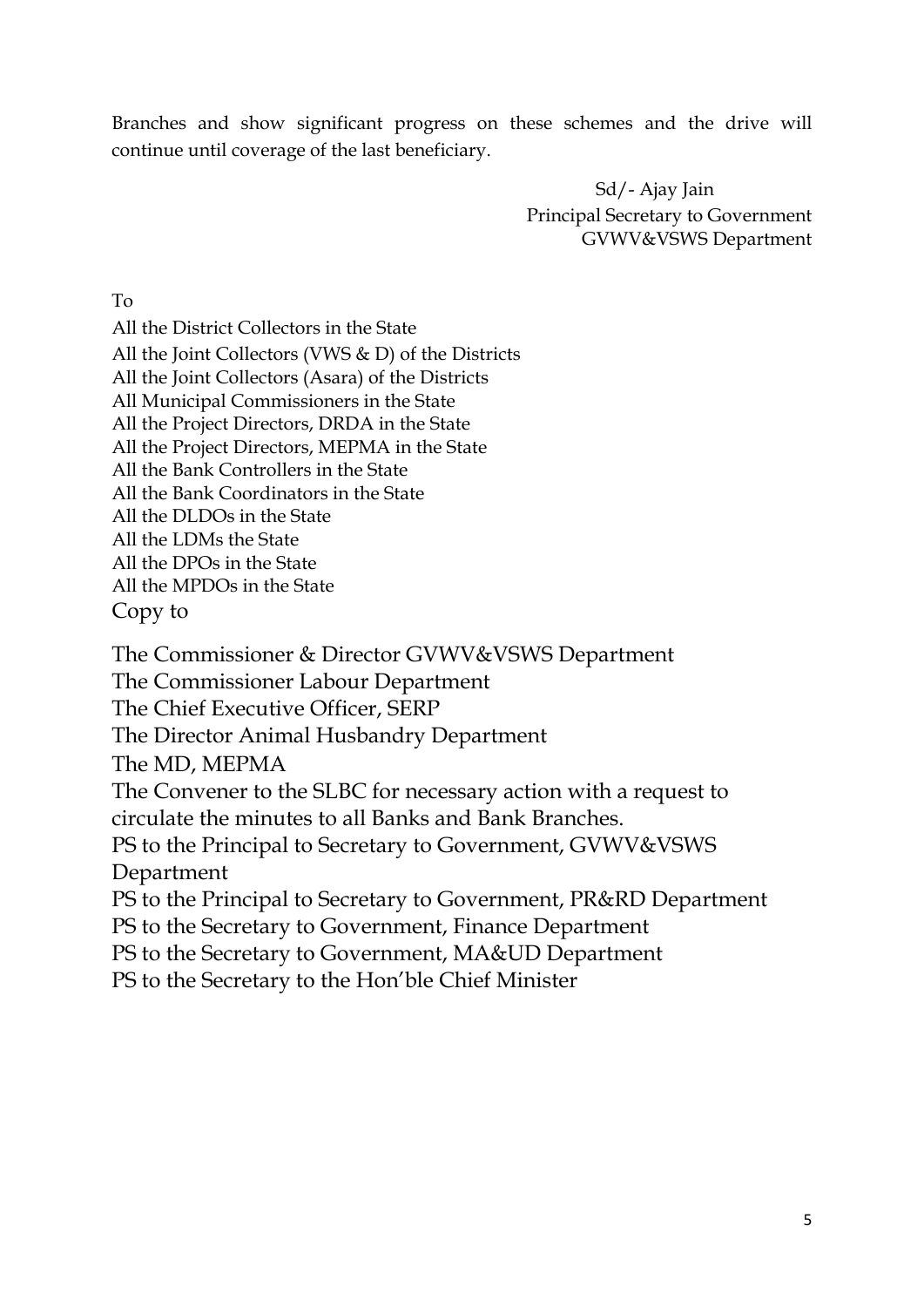Branches and show significant progress on these schemes and the drive will continue until coverage of the last beneficiary.

Sd/- Ajay Jain
Principal Secretary to Government
GVWV&VSWS Department

To

All the District Collectors in the State
All the Joint Collectors (VWS & D) of the Districts
All the Joint Collectors (Asara) of the Districts
All Municipal Commissioners in the State
All the Project Directors, DRDA in the State
All the Project Directors, MEPMA in the State
All the Bank Controllers in the State
All the Bank Coordinators in the State
All the DLDOs in the State
All the LDMs the State
All the DPOs in the State
All the MPDOs in the State

Copy to

The Commissioner & Director GVWV&VSWS Department
The Commissioner Labour Department
The Chief Executive Officer, SERP
The Director Animal Husbandry Department
The MD, MEPMA
The Convener to the SLBC for necessary action with a request to circulate the minutes to all Banks and Bank Branches.
PS to the Principal to Secretary to Government, GVWV&VSWS Department
PS to the Principal to Secretary to Government, PR&RD Department
PS to the Secretary to Government, Finance Department
PS to the Secretary to Government, MA&UD Department
PS to the Secretary to the Hon'ble Chief Minister